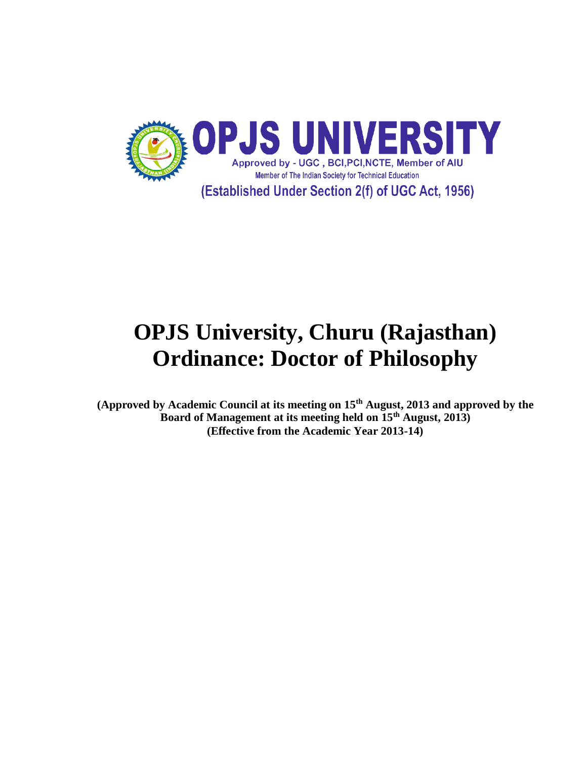# OPJS UNIVERSITY

Approved by - UGC , BCI,PCI,NCTE, Member of AIU

Member of The Indian Society for Technical Education

(Established Under Section 2(f) of UGC Act, 1956)

# OPJS University, Churu (Rajasthan)
# Ordinance: Doctor of Philosophy

**(Approved by Academic Council at its meeting on 15th August, 2013 and approved by the Board of Management at its meeting held on 15th August, 2013)**
**(Effective from the Academic Year 2013-14)**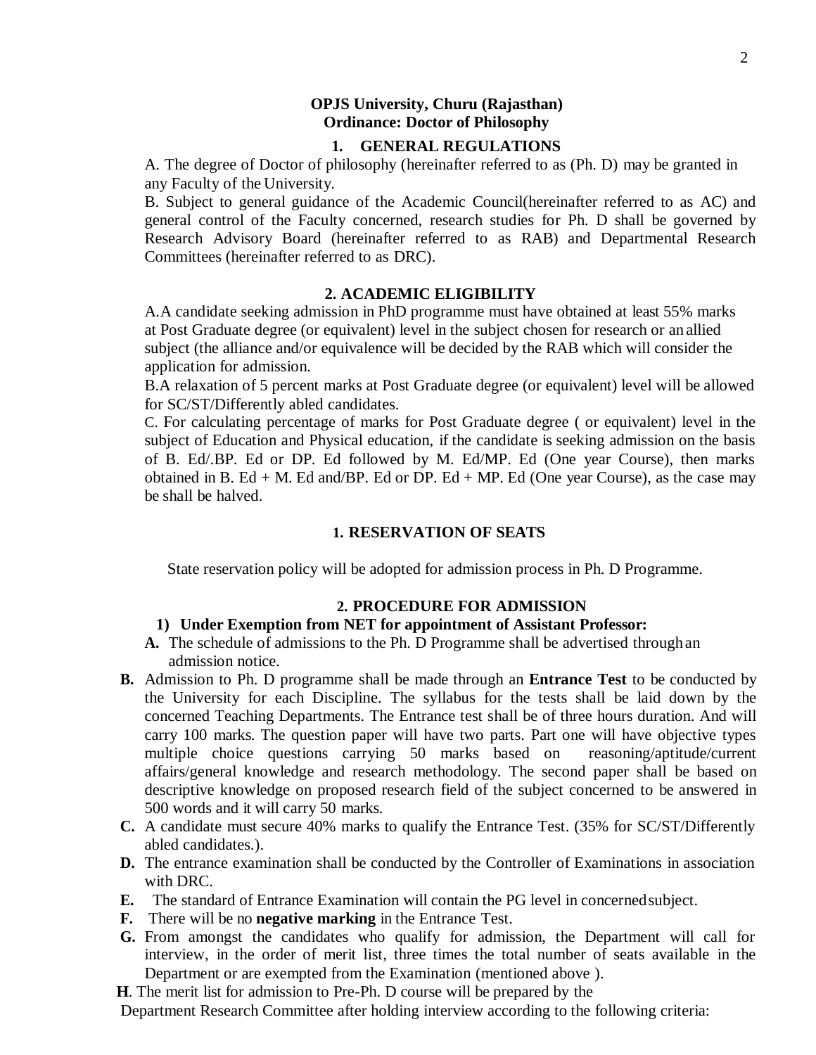**OPJS University, Churu (Rajasthan)**
**Ordinance: Doctor of Philosophy**

## 1. GENERAL REGULATIONS

A. The degree of Doctor of philosophy (hereinafter referred to as (Ph. D) may be granted in any Faculty of the University.

B. Subject to general guidance of the Academic Council(hereinafter referred to as AC) and general control of the Faculty concerned, research studies for Ph. D shall be governed by Research Advisory Board (hereinafter referred to as RAB) and Departmental Research Committees (hereinafter referred to as DRC).

## 2. ACADEMIC ELIGIBILITY

A.A candidate seeking admission in PhD programme must have obtained at least 55% marks at Post Graduate degree (or equivalent) level in the subject chosen for research or an allied subject (the alliance and/or equivalence will be decided by the RAB which will consider the application for admission.

B.A relaxation of 5 percent marks at Post Graduate degree (or equivalent) level will be allowed for SC/ST/Differently abled candidates.

C. For calculating percentage of marks for Post Graduate degree ( or equivalent) level in the subject of Education and Physical education, if the candidate is seeking admission on the basis of B. Ed/.BP. Ed or DP. Ed followed by M. Ed/MP. Ed (One year Course), then marks obtained in B. Ed + M. Ed and/BP. Ed or DP. Ed + MP. Ed (One year Course), as the case may be shall be halved.

## 1. RESERVATION OF SEATS

State reservation policy will be adopted for admission process in Ph. D Programme.

## 2. PROCEDURE FOR ADMISSION

**1) Under Exemption from NET for appointment of Assistant Professor:**

**A.** The schedule of admissions to the Ph. D Programme shall be advertised through an admission notice.

**B.** Admission to Ph. D programme shall be made through an **Entrance Test** to be conducted by the University for each Discipline. The syllabus for the tests shall be laid down by the concerned Teaching Departments. The Entrance test shall be of three hours duration. And will carry 100 marks. The question paper will have two parts. Part one will have objective types multiple choice questions carrying 50 marks based on reasoning/aptitude/current affairs/general knowledge and research methodology. The second paper shall be based on descriptive knowledge on proposed research field of the subject concerned to be answered in 500 words and it will carry 50 marks.

**C.** A candidate must secure 40% marks to qualify the Entrance Test. (35% for SC/ST/Differently abled candidates.).

**D.** The entrance examination shall be conducted by the Controller of Examinations in association with DRC.

**E.** The standard of Entrance Examination will contain the PG level in concerned subject.

**F.** There will be no **negative marking** in the Entrance Test.

**G.** From amongst the candidates who qualify for admission, the Department will call for interview, in the order of merit list, three times the total number of seats available in the Department or are exempted from the Examination (mentioned above ).

**H**. The merit list for admission to Pre-Ph. D course will be prepared by the Department Research Committee after holding interview according to the following criteria: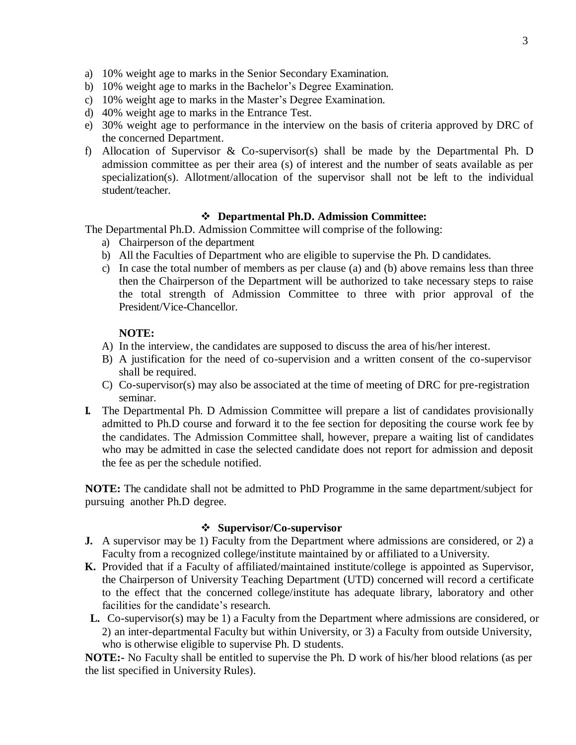a) 10% weight age to marks in the Senior Secondary Examination.
b) 10% weight age to marks in the Bachelor's Degree Examination.
c) 10% weight age to marks in the Master's Degree Examination.
d) 40% weight age to marks in the Entrance Test.
e) 30% weight age to performance in the interview on the basis of criteria approved by DRC of the concerned Department.
f) Allocation of Supervisor & Co-supervisor(s) shall be made by the Departmental Ph. D admission committee as per their area (s) of interest and the number of seats available as per specialization(s). Allotment/allocation of the supervisor shall not be left to the individual student/teacher.

### ❖ Departmental Ph.D. Admission Committee:

The Departmental Ph.D. Admission Committee will comprise of the following:

a) Chairperson of the department
b) All the Faculties of Department who are eligible to supervise the Ph. D candidates.
c) In case the total number of members as per clause (a) and (b) above remains less than three then the Chairperson of the Department will be authorized to take necessary steps to raise the total strength of Admission Committee to three with prior approval of the President/Vice-Chancellor.

**NOTE:**

A) In the interview, the candidates are supposed to discuss the area of his/her interest.
B) A justification for the need of co-supervision and a written consent of the co-supervisor shall be required.
C) Co-supervisor(s) may also be associated at the time of meeting of DRC for pre-registration seminar.

**I.** The Departmental Ph. D Admission Committee will prepare a list of candidates provisionally admitted to Ph.D course and forward it to the fee section for depositing the course work fee by the candidates. The Admission Committee shall, however, prepare a waiting list of candidates who may be admitted in case the selected candidate does not report for admission and deposit the fee as per the schedule notified.

**NOTE:** The candidate shall not be admitted to PhD Programme in the same department/subject for pursuing another Ph.D degree.

### ❖ Supervisor/Co-supervisor

**J.** A supervisor may be 1) Faculty from the Department where admissions are considered, or 2) a Faculty from a recognized college/institute maintained by or affiliated to a University.

**K.** Provided that if a Faculty of affiliated/maintained institute/college is appointed as Supervisor, the Chairperson of University Teaching Department (UTD) concerned will record a certificate to the effect that the concerned college/institute has adequate library, laboratory and other facilities for the candidate's research.

**L.** Co-supervisor(s) may be 1) a Faculty from the Department where admissions are considered, or 2) an inter-departmental Faculty but within University, or 3) a Faculty from outside University, who is otherwise eligible to supervise Ph. D students.

**NOTE:-** No Faculty shall be entitled to supervise the Ph. D work of his/her blood relations (as per the list specified in University Rules).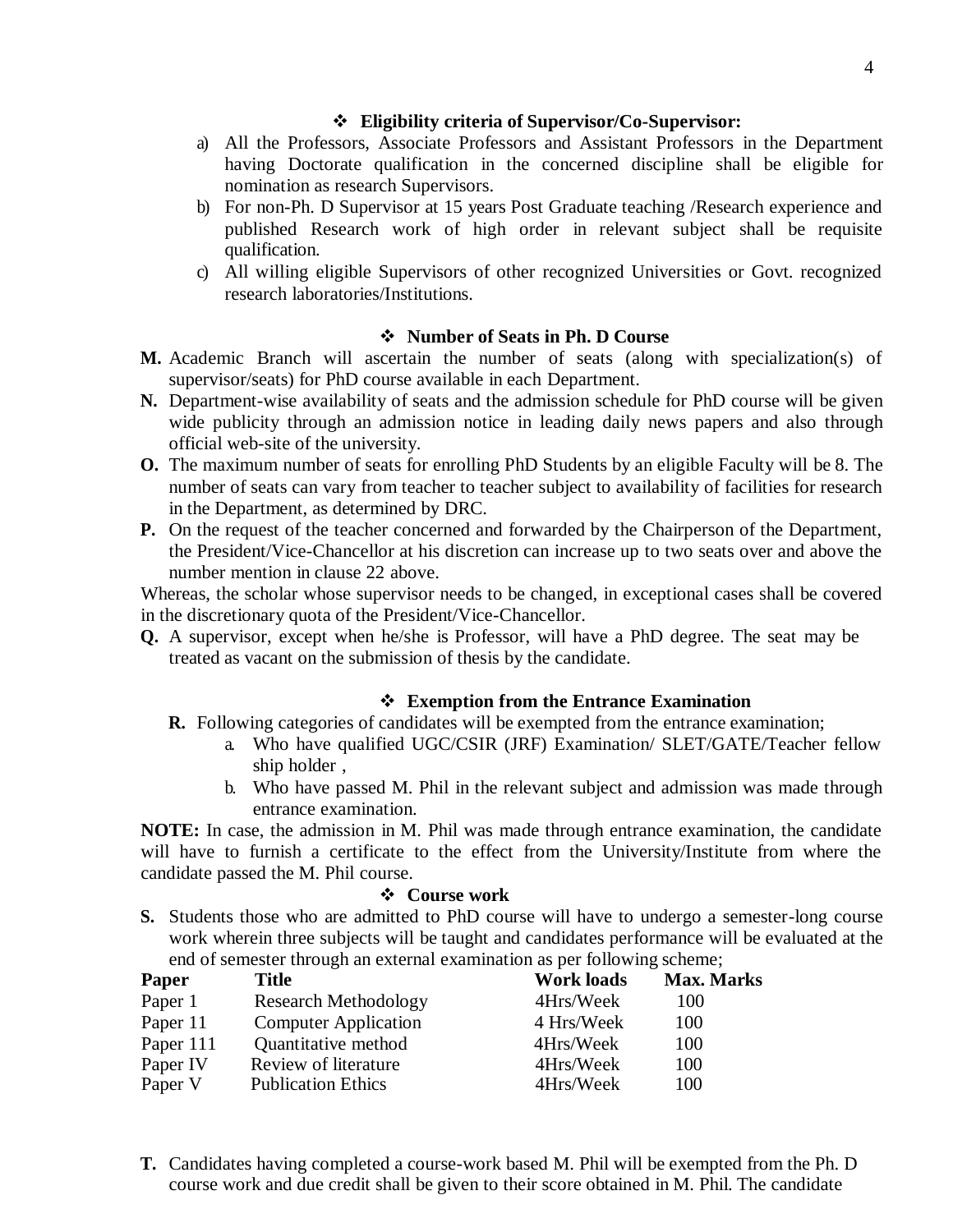### ❖ Eligibility criteria of Supervisor/Co-Supervisor:

a) All the Professors, Associate Professors and Assistant Professors in the Department having Doctorate qualification in the concerned discipline shall be eligible for nomination as research Supervisors.

b) For non-Ph. D Supervisor at 15 years Post Graduate teaching /Research experience and published Research work of high order in relevant subject shall be requisite qualification.

c) All willing eligible Supervisors of other recognized Universities or Govt. recognized research laboratories/Institutions.

### ❖ Number of Seats in Ph. D Course

**M.** Academic Branch will ascertain the number of seats (along with specialization(s) of supervisor/seats) for PhD course available in each Department.

**N.** Department-wise availability of seats and the admission schedule for PhD course will be given wide publicity through an admission notice in leading daily news papers and also through official web-site of the university.

**O.** The maximum number of seats for enrolling PhD Students by an eligible Faculty will be 8. The number of seats can vary from teacher to teacher subject to availability of facilities for research in the Department, as determined by DRC.

**P.** On the request of the teacher concerned and forwarded by the Chairperson of the Department, the President/Vice-Chancellor at his discretion can increase up to two seats over and above the number mention in clause 22 above.

Whereas, the scholar whose supervisor needs to be changed, in exceptional cases shall be covered in the discretionary quota of the President/Vice-Chancellor.

**Q.** A supervisor, except when he/she is Professor, will have a PhD degree. The seat may be treated as vacant on the submission of thesis by the candidate.

### ❖ Exemption from the Entrance Examination

**R.** Following categories of candidates will be exempted from the entrance examination;

a. Who have qualified UGC/CSIR (JRF) Examination/ SLET/GATE/Teacher fellow ship holder ,

b. Who have passed M. Phil in the relevant subject and admission was made through entrance examination.

**NOTE:** In case, the admission in M. Phil was made through entrance examination, the candidate will have to furnish a certificate to the effect from the University/Institute from where the candidate passed the M. Phil course.

### ❖ Course work

**S.** Students those who are admitted to PhD course will have to undergo a semester-long course work wherein three subjects will be taught and candidates performance will be evaluated at the end of semester through an external examination as per following scheme;

| Paper | Title | Work loads | Max. Marks |
|---|---|---|---|
| Paper 1 | Research Methodology | 4Hrs/Week | 100 |
| Paper 11 | Computer Application | 4 Hrs/Week | 100 |
| Paper 111 | Quantitative method | 4Hrs/Week | 100 |
| Paper IV | Review of literature | 4Hrs/Week | 100 |
| Paper V | Publication Ethics | 4Hrs/Week | 100 |

**T.** Candidates having completed a course-work based M. Phil will be exempted from the Ph. D course work and due credit shall be given to their score obtained in M. Phil. The candidate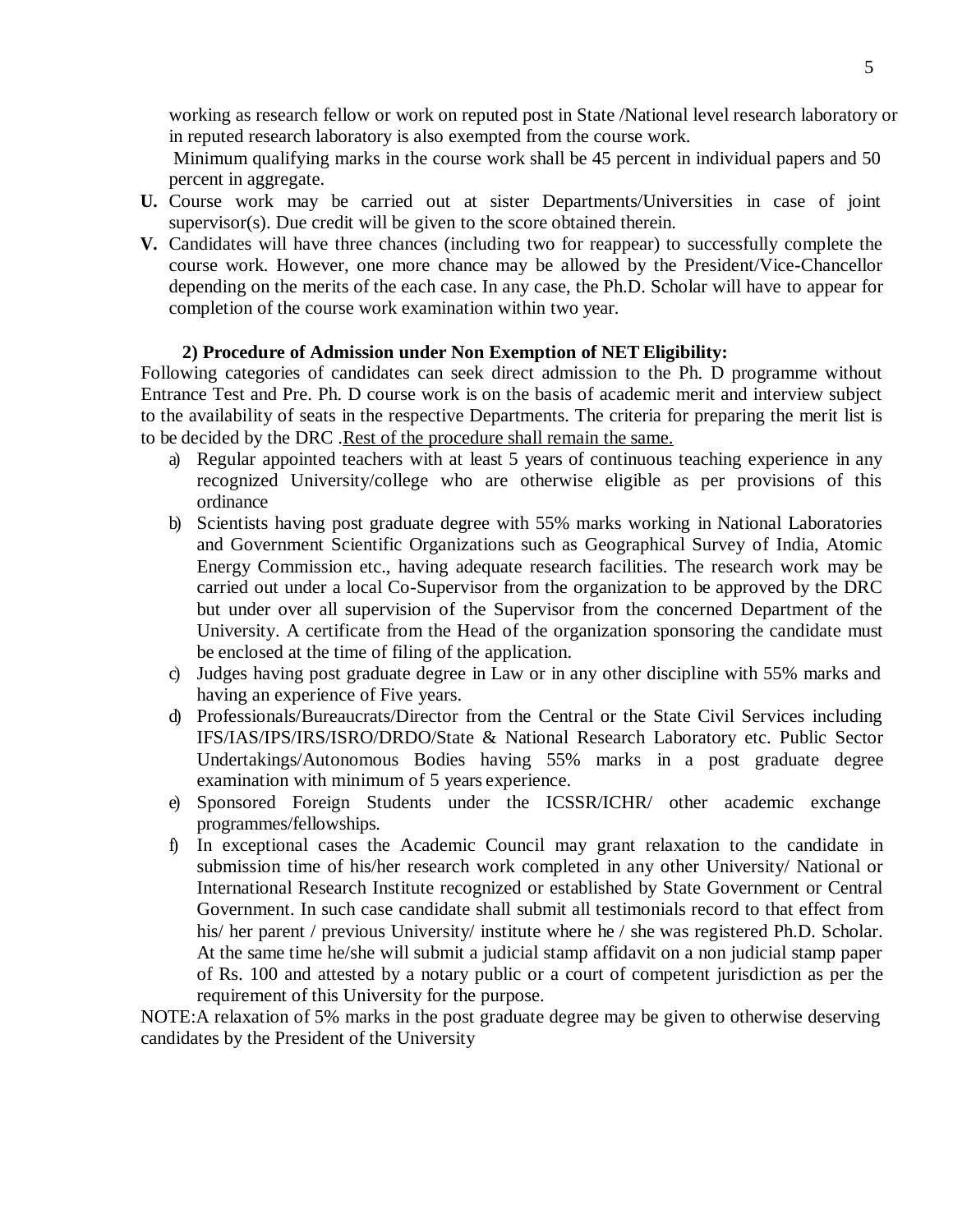working as research fellow or work on reputed post in State /National level research laboratory or in reputed research laboratory is also exempted from the course work.

Minimum qualifying marks in the course work shall be 45 percent in individual papers and 50 percent in aggregate.

**U.** Course work may be carried out at sister Departments/Universities in case of joint supervisor(s). Due credit will be given to the score obtained therein.

**V.** Candidates will have three chances (including two for reappear) to successfully complete the course work. However, one more chance may be allowed by the President/Vice-Chancellor depending on the merits of the each case. In any case, the Ph.D. Scholar will have to appear for completion of the course work examination within two year.

**2) Procedure of Admission under Non Exemption of NET Eligibility:**

Following categories of candidates can seek direct admission to the Ph. D programme without Entrance Test and Pre. Ph. D course work is on the basis of academic merit and interview subject to the availability of seats in the respective Departments. The criteria for preparing the merit list is to be decided by the DRC .<u>Rest of the procedure shall remain the same.</u>

a) Regular appointed teachers with at least 5 years of continuous teaching experience in any recognized University/college who are otherwise eligible as per provisions of this ordinance

b) Scientists having post graduate degree with 55% marks working in National Laboratories and Government Scientific Organizations such as Geographical Survey of India, Atomic Energy Commission etc., having adequate research facilities. The research work may be carried out under a local Co-Supervisor from the organization to be approved by the DRC but under over all supervision of the Supervisor from the concerned Department of the University. A certificate from the Head of the organization sponsoring the candidate must be enclosed at the time of filing of the application.

c) Judges having post graduate degree in Law or in any other discipline with 55% marks and having an experience of Five years.

d) Professionals/Bureaucrats/Director from the Central or the State Civil Services including IFS/IAS/IPS/IRS/ISRO/DRDO/State & National Research Laboratory etc. Public Sector Undertakings/Autonomous Bodies having 55% marks in a post graduate degree examination with minimum of 5 years experience.

e) Sponsored Foreign Students under the ICSSR/ICHR/ other academic exchange programmes/fellowships.

f) In exceptional cases the Academic Council may grant relaxation to the candidate in submission time of his/her research work completed in any other University/ National or International Research Institute recognized or established by State Government or Central Government. In such case candidate shall submit all testimonials record to that effect from his/ her parent / previous University/ institute where he / she was registered Ph.D. Scholar. At the same time he/she will submit a judicial stamp affidavit on a non judicial stamp paper of Rs. 100 and attested by a notary public or a court of competent jurisdiction as per the requirement of this University for the purpose.

NOTE:A relaxation of 5% marks in the post graduate degree may be given to otherwise deserving candidates by the President of the University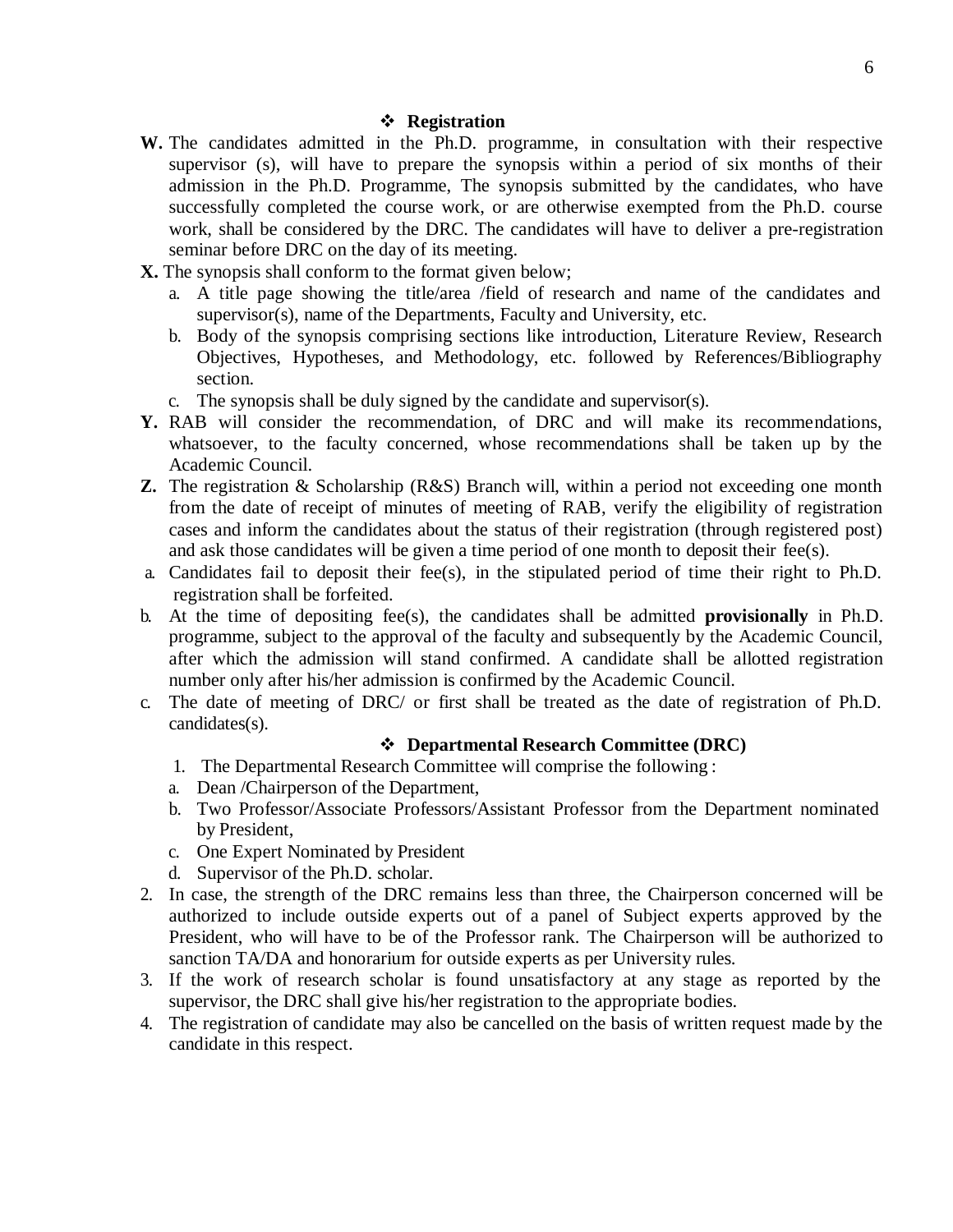### ❖ Registration

**W.** The candidates admitted in the Ph.D. programme, in consultation with their respective supervisor (s), will have to prepare the synopsis within a period of six months of their admission in the Ph.D. Programme, The synopsis submitted by the candidates, who have successfully completed the course work, or are otherwise exempted from the Ph.D. course work, shall be considered by the DRC. The candidates will have to deliver a pre-registration seminar before DRC on the day of its meeting.

**X.** The synopsis shall conform to the format given below;

a. A title page showing the title/area /field of research and name of the candidates and supervisor(s), name of the Departments, Faculty and University, etc.
b. Body of the synopsis comprising sections like introduction, Literature Review, Research Objectives, Hypotheses, and Methodology, etc. followed by References/Bibliography section.
c. The synopsis shall be duly signed by the candidate and supervisor(s).

**Y.** RAB will consider the recommendation, of DRC and will make its recommendations, whatsoever, to the faculty concerned, whose recommendations shall be taken up by the Academic Council.

**Z.** The registration & Scholarship (R&S) Branch will, within a period not exceeding one month from the date of receipt of minutes of meeting of RAB, verify the eligibility of registration cases and inform the candidates about the status of their registration (through registered post) and ask those candidates will be given a time period of one month to deposit their fee(s).

a. Candidates fail to deposit their fee(s), in the stipulated period of time their right to Ph.D. registration shall be forfeited.
b. At the time of depositing fee(s), the candidates shall be admitted **provisionally** in Ph.D. programme, subject to the approval of the faculty and subsequently by the Academic Council, after which the admission will stand confirmed. A candidate shall be allotted registration number only after his/her admission is confirmed by the Academic Council.
c. The date of meeting of DRC/ or first shall be treated as the date of registration of Ph.D. candidates(s).

### ❖ Departmental Research Committee (DRC)

1. The Departmental Research Committee will comprise the following :
   a. Dean /Chairperson of the Department,
   b. Two Professor/Associate Professors/Assistant Professor from the Department nominated by President,
   c. One Expert Nominated by President
   d. Supervisor of the Ph.D. scholar.
2. In case, the strength of the DRC remains less than three, the Chairperson concerned will be authorized to include outside experts out of a panel of Subject experts approved by the President, who will have to be of the Professor rank. The Chairperson will be authorized to sanction TA/DA and honorarium for outside experts as per University rules.
3. If the work of research scholar is found unsatisfactory at any stage as reported by the supervisor, the DRC shall give his/her registration to the appropriate bodies.
4. The registration of candidate may also be cancelled on the basis of written request made by the candidate in this respect.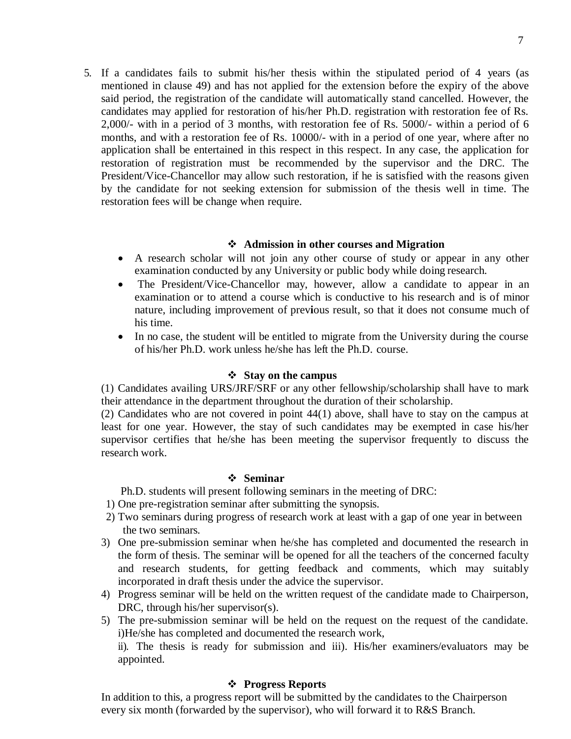5. If a candidates fails to submit his/her thesis within the stipulated period of 4 years (as mentioned in clause 49) and has not applied for the extension before the expiry of the above said period, the registration of the candidate will automatically stand cancelled. However, the candidates may applied for restoration of his/her Ph.D. registration with restoration fee of Rs. 2,000/- with in a period of 3 months, with restoration fee of Rs. 5000/- within a period of 6 months, and with a restoration fee of Rs. 10000/- with in a period of one year, where after no application shall be entertained in this respect in this respect. In any case, the application for restoration of registration must be recommended by the supervisor and the DRC. The President/Vice-Chancellor may allow such restoration, if he is satisfied with the reasons given by the candidate for not seeking extension for submission of the thesis well in time. The restoration fees will be change when require.

### ❖ Admission in other courses and Migration

- A research scholar will not join any other course of study or appear in any other examination conducted by any University or public body while doing research.
- The President/Vice-Chancellor may, however, allow a candidate to appear in an examination or to attend a course which is conductive to his research and is of minor nature, including improvement of previous result, so that it does not consume much of his time.
- In no case, the student will be entitled to migrate from the University during the course of his/her Ph.D. work unless he/she has left the Ph.D. course.

### ❖ Stay on the campus

(1) Candidates availing URS/JRF/SRF or any other fellowship/scholarship shall have to mark their attendance in the department throughout the duration of their scholarship.

(2) Candidates who are not covered in point 44(1) above, shall have to stay on the campus at least for one year. However, the stay of such candidates may be exempted in case his/her supervisor certifies that he/she has been meeting the supervisor frequently to discuss the research work.

### ❖ Seminar

Ph.D. students will present following seminars in the meeting of DRC:

1) One pre-registration seminar after submitting the synopsis.
2) Two seminars during progress of research work at least with a gap of one year in between the two seminars.
3) One pre-submission seminar when he/she has completed and documented the research in the form of thesis. The seminar will be opened for all the teachers of the concerned faculty and research students, for getting feedback and comments, which may suitably incorporated in draft thesis under the advice the supervisor.
4) Progress seminar will be held on the written request of the candidate made to Chairperson, DRC, through his/her supervisor(s).
5) The pre-submission seminar will be held on the request on the request of the candidate. i)He/she has completed and documented the research work,

   ii). The thesis is ready for submission and iii). His/her examiners/evaluators may be appointed.

### ❖ Progress Reports

In addition to this, a progress report will be submitted by the candidates to the Chairperson every six month (forwarded by the supervisor), who will forward it to R&S Branch.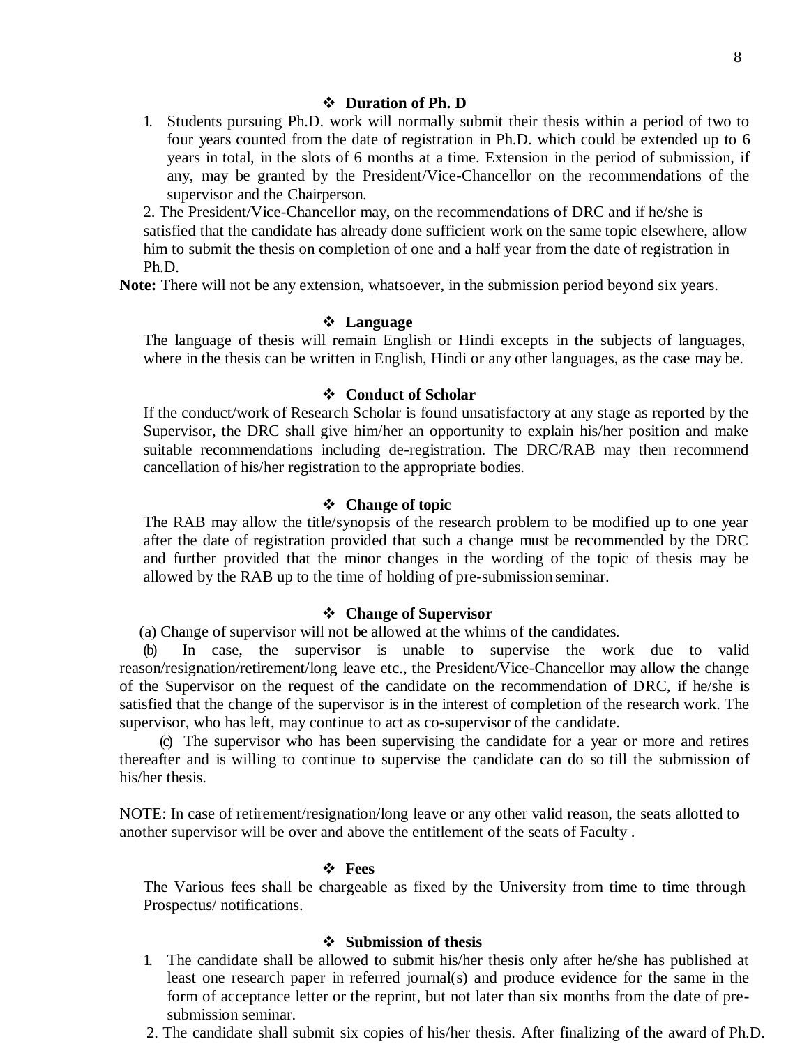### ❖ Duration of Ph. D

1. Students pursuing Ph.D. work will normally submit their thesis within a period of two to four years counted from the date of registration in Ph.D. which could be extended up to 6 years in total, in the slots of 6 months at a time. Extension in the period of submission, if any, may be granted by the President/Vice-Chancellor on the recommendations of the supervisor and the Chairperson.
2. The President/Vice-Chancellor may, on the recommendations of DRC and if he/she is satisfied that the candidate has already done sufficient work on the same topic elsewhere, allow him to submit the thesis on completion of one and a half year from the date of registration in Ph.D.

**Note:** There will not be any extension, whatsoever, in the submission period beyond six years.

### ❖ Language

The language of thesis will remain English or Hindi excepts in the subjects of languages, where in the thesis can be written in English, Hindi or any other languages, as the case may be.

### ❖ Conduct of Scholar

If the conduct/work of Research Scholar is found unsatisfactory at any stage as reported by the Supervisor, the DRC shall give him/her an opportunity to explain his/her position and make suitable recommendations including de-registration. The DRC/RAB may then recommend cancellation of his/her registration to the appropriate bodies.

### ❖ Change of topic

The RAB may allow the title/synopsis of the research problem to be modified up to one year after the date of registration provided that such a change must be recommended by the DRC and further provided that the minor changes in the wording of the topic of thesis may be allowed by the RAB up to the time of holding of pre-submission seminar.

### ❖ Change of Supervisor

(a) Change of supervisor will not be allowed at the whims of the candidates.

(b) In case, the supervisor is unable to supervise the work due to valid reason/resignation/retirement/long leave etc., the President/Vice-Chancellor may allow the change of the Supervisor on the request of the candidate on the recommendation of DRC, if he/she is satisfied that the change of the supervisor is in the interest of completion of the research work. The supervisor, who has left, may continue to act as co-supervisor of the candidate.

(c) The supervisor who has been supervising the candidate for a year or more and retires thereafter and is willing to continue to supervise the candidate can do so till the submission of his/her thesis.

NOTE: In case of retirement/resignation/long leave or any other valid reason, the seats allotted to another supervisor will be over and above the entitlement of the seats of Faculty .

### ❖ Fees

The Various fees shall be chargeable as fixed by the University from time to time through Prospectus/ notifications.

### ❖ Submission of thesis

1. The candidate shall be allowed to submit his/her thesis only after he/she has published at least one research paper in referred journal(s) and produce evidence for the same in the form of acceptance letter or the reprint, but not later than six months from the date of pre-submission seminar.
2. The candidate shall submit six copies of his/her thesis. After finalizing of the award of Ph.D.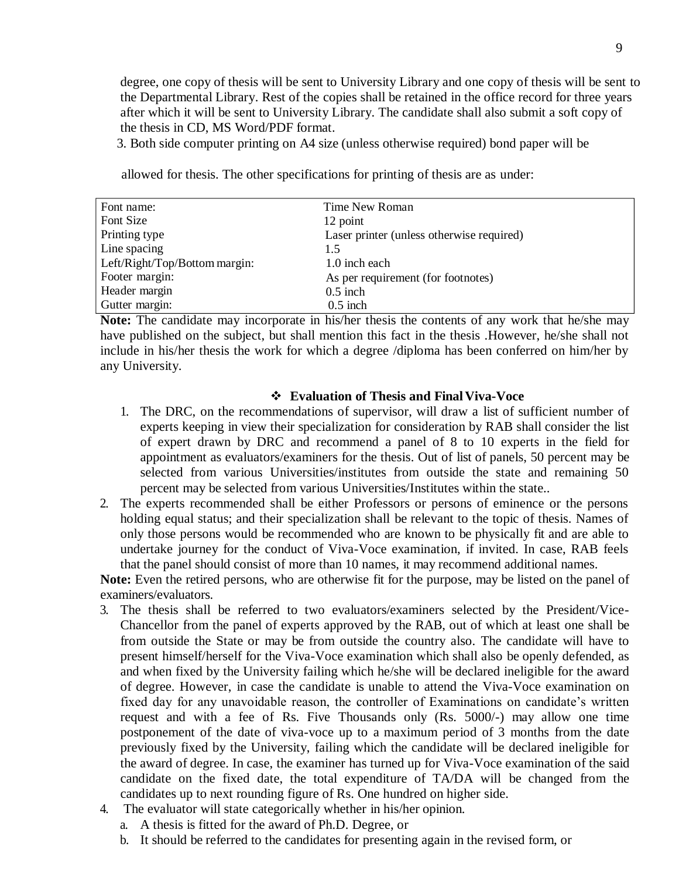degree, one copy of thesis will be sent to University Library and one copy of thesis will be sent to the Departmental Library. Rest of the copies shall be retained in the office record for three years after which it will be sent to University Library. The candidate shall also submit a soft copy of the thesis in CD, MS Word/PDF format.

3. Both side computer printing on A4 size (unless otherwise required) bond paper will be allowed for thesis. The other specifications for printing of thesis are as under:

| | |
|---|---|
| Font name: | Time New Roman |
| Font Size | 12 point |
| Printing type | Laser printer (unless otherwise required) |
| Line spacing | 1.5 |
| Left/Right/Top/Bottom margin: | 1.0 inch each |
| Footer margin: | As per requirement (for footnotes) |
| Header margin | 0.5 inch |
| Gutter margin: | 0.5 inch |

**Note:** The candidate may incorporate in his/her thesis the contents of any work that he/she may have published on the subject, but shall mention this fact in the thesis .However, he/she shall not include in his/her thesis the work for which a degree /diploma has been conferred on him/her by any University.

### ❖ Evaluation of Thesis and Final Viva-Voce

1. The DRC, on the recommendations of supervisor, will draw a list of sufficient number of experts keeping in view their specialization for consideration by RAB shall consider the list of expert drawn by DRC and recommend a panel of 8 to 10 experts in the field for appointment as evaluators/examiners for the thesis. Out of list of panels, 50 percent may be selected from various Universities/institutes from outside the state and remaining 50 percent may be selected from various Universities/Institutes within the state..
2. The experts recommended shall be either Professors or persons of eminence or the persons holding equal status; and their specialization shall be relevant to the topic of thesis. Names of only those persons would be recommended who are known to be physically fit and are able to undertake journey for the conduct of Viva-Voce examination, if invited. In case, RAB feels that the panel should consist of more than 10 names, it may recommend additional names.

**Note:** Even the retired persons, who are otherwise fit for the purpose, may be listed on the panel of examiners/evaluators.

3. The thesis shall be referred to two evaluators/examiners selected by the President/Vice-Chancellor from the panel of experts approved by the RAB, out of which at least one shall be from outside the State or may be from outside the country also. The candidate will have to present himself/herself for the Viva-Voce examination which shall also be openly defended, as and when fixed by the University failing which he/she will be declared ineligible for the award of degree. However, in case the candidate is unable to attend the Viva-Voce examination on fixed day for any unavoidable reason, the controller of Examinations on candidate's written request and with a fee of Rs. Five Thousands only (Rs. 5000/-) may allow one time postponement of the date of viva-voce up to a maximum period of 3 months from the date previously fixed by the University, failing which the candidate will be declared ineligible for the award of degree. In case, the examiner has turned up for Viva-Voce examination of the said candidate on the fixed date, the total expenditure of TA/DA will be changed from the candidates up to next rounding figure of Rs. One hundred on higher side.
4. The evaluator will state categorically whether in his/her opinion.
   a. A thesis is fitted for the award of Ph.D. Degree, or
   b. It should be referred to the candidates for presenting again in the revised form, or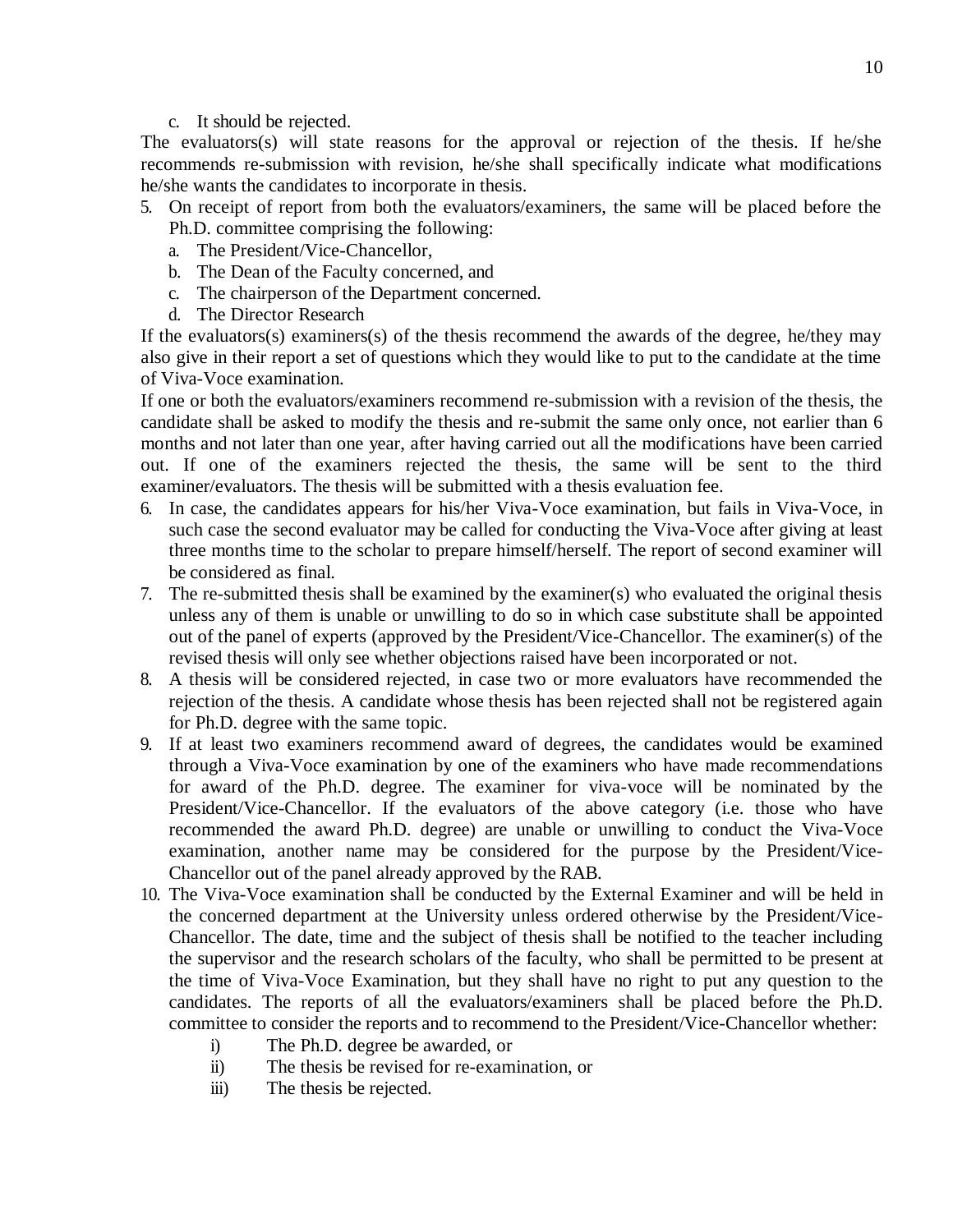c. It should be rejected.

The evaluators(s) will state reasons for the approval or rejection of the thesis. If he/she recommends re-submission with revision, he/she shall specifically indicate what modifications he/she wants the candidates to incorporate in thesis.

5. On receipt of report from both the evaluators/examiners, the same will be placed before the Ph.D. committee comprising the following:
   a. The President/Vice-Chancellor,
   b. The Dean of the Faculty concerned, and
   c. The chairperson of the Department concerned.
   d. The Director Research

If the evaluators(s) examiners(s) of the thesis recommend the awards of the degree, he/they may also give in their report a set of questions which they would like to put to the candidate at the time of Viva-Voce examination.

If one or both the evaluators/examiners recommend re-submission with a revision of the thesis, the candidate shall be asked to modify the thesis and re-submit the same only once, not earlier than 6 months and not later than one year, after having carried out all the modifications have been carried out. If one of the examiners rejected the thesis, the same will be sent to the third examiner/evaluators. The thesis will be submitted with a thesis evaluation fee.

6. In case, the candidates appears for his/her Viva-Voce examination, but fails in Viva-Voce, in such case the second evaluator may be called for conducting the Viva-Voce after giving at least three months time to the scholar to prepare himself/herself. The report of second examiner will be considered as final.
7. The re-submitted thesis shall be examined by the examiner(s) who evaluated the original thesis unless any of them is unable or unwilling to do so in which case substitute shall be appointed out of the panel of experts (approved by the President/Vice-Chancellor. The examiner(s) of the revised thesis will only see whether objections raised have been incorporated or not.
8. A thesis will be considered rejected, in case two or more evaluators have recommended the rejection of the thesis. A candidate whose thesis has been rejected shall not be registered again for Ph.D. degree with the same topic.
9. If at least two examiners recommend award of degrees, the candidates would be examined through a Viva-Voce examination by one of the examiners who have made recommendations for award of the Ph.D. degree. The examiner for viva-voce will be nominated by the President/Vice-Chancellor. If the evaluators of the above category (i.e. those who have recommended the award Ph.D. degree) are unable or unwilling to conduct the Viva-Voce examination, another name may be considered for the purpose by the President/Vice-Chancellor out of the panel already approved by the RAB.
10. The Viva-Voce examination shall be conducted by the External Examiner and will be held in the concerned department at the University unless ordered otherwise by the President/Vice-Chancellor. The date, time and the subject of thesis shall be notified to the teacher including the supervisor and the research scholars of the faculty, who shall be permitted to be present at the time of Viva-Voce Examination, but they shall have no right to put any question to the candidates. The reports of all the evaluators/examiners shall be placed before the Ph.D. committee to consider the reports and to recommend to the President/Vice-Chancellor whether:
    i) The Ph.D. degree be awarded, or
    ii) The thesis be revised for re-examination, or
    iii) The thesis be rejected.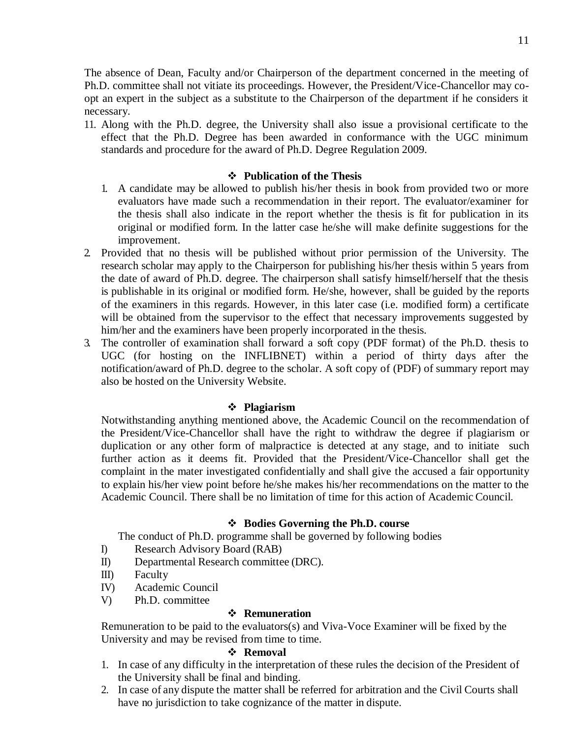The absence of Dean, Faculty and/or Chairperson of the department concerned in the meeting of Ph.D. committee shall not vitiate its proceedings. However, the President/Vice-Chancellor may co-opt an expert in the subject as a substitute to the Chairperson of the department if he considers it necessary.

11. Along with the Ph.D. degree, the University shall also issue a provisional certificate to the effect that the Ph.D. Degree has been awarded in conformance with the UGC minimum standards and procedure for the award of Ph.D. Degree Regulation 2009.

### ❖ Publication of the Thesis

1. A candidate may be allowed to publish his/her thesis in book from provided two or more evaluators have made such a recommendation in their report. The evaluator/examiner for the thesis shall also indicate in the report whether the thesis is fit for publication in its original or modified form. In the latter case he/she will make definite suggestions for the improvement.
2. Provided that no thesis will be published without prior permission of the University. The research scholar may apply to the Chairperson for publishing his/her thesis within 5 years from the date of award of Ph.D. degree. The chairperson shall satisfy himself/herself that the thesis is publishable in its original or modified form. He/she, however, shall be guided by the reports of the examiners in this regards. However, in this later case (i.e. modified form) a certificate will be obtained from the supervisor to the effect that necessary improvements suggested by him/her and the examiners have been properly incorporated in the thesis.
3. The controller of examination shall forward a soft copy (PDF format) of the Ph.D. thesis to UGC (for hosting on the INFLIBNET) within a period of thirty days after the notification/award of Ph.D. degree to the scholar. A soft copy of (PDF) of summary report may also be hosted on the University Website.

### ❖ Plagiarism

Notwithstanding anything mentioned above, the Academic Council on the recommendation of the President/Vice-Chancellor shall have the right to withdraw the degree if plagiarism or duplication or any other form of malpractice is detected at any stage, and to initiate such further action as it deems fit. Provided that the President/Vice-Chancellor shall get the complaint in the mater investigated confidentially and shall give the accused a fair opportunity to explain his/her view point before he/she makes his/her recommendations on the matter to the Academic Council. There shall be no limitation of time for this action of Academic Council.

### ❖ Bodies Governing the Ph.D. course

The conduct of Ph.D. programme shall be governed by following bodies

I) Research Advisory Board (RAB)
II) Departmental Research committee (DRC).
III) Faculty
IV) Academic Council
V) Ph.D. committee

### ❖ Remuneration

Remuneration to be paid to the evaluators(s) and Viva-Voce Examiner will be fixed by the University and may be revised from time to time.

### ❖ Removal

1. In case of any difficulty in the interpretation of these rules the decision of the President of the University shall be final and binding.
2. In case of any dispute the matter shall be referred for arbitration and the Civil Courts shall have no jurisdiction to take cognizance of the matter in dispute.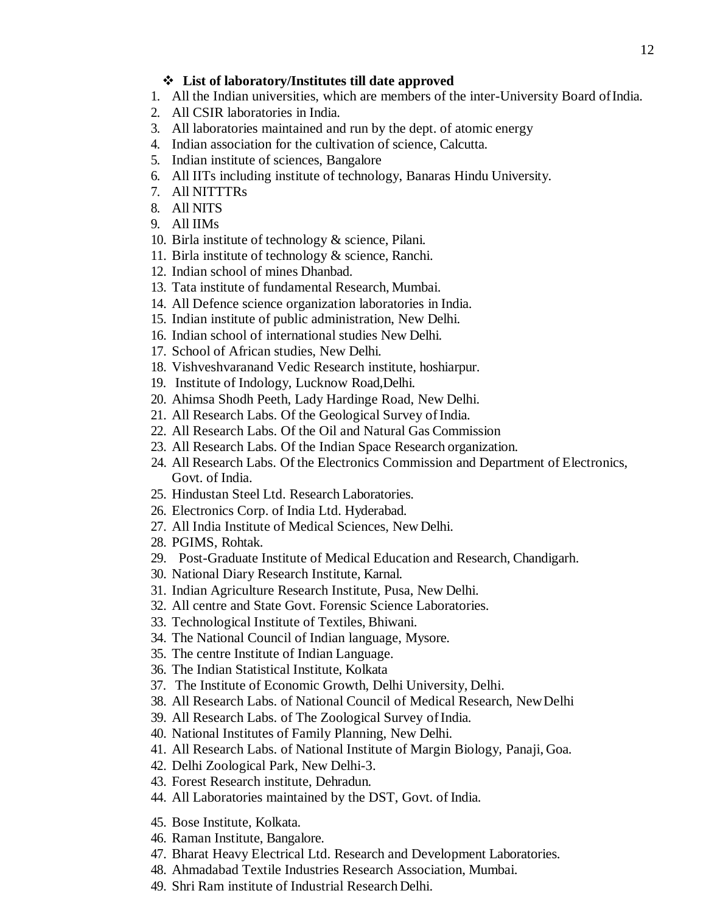- **List of laboratory/Institutes till date approved**

1. All the Indian universities, which are members of the inter-University Board of India.
2. All CSIR laboratories in India.
3. All laboratories maintained and run by the dept. of atomic energy
4. Indian association for the cultivation of science, Calcutta.
5. Indian institute of sciences, Bangalore
6. All IITs including institute of technology, Banaras Hindu University.
7. All NITTTRs
8. All NITS
9. All IIMs
10. Birla institute of technology & science, Pilani.
11. Birla institute of technology & science, Ranchi.
12. Indian school of mines Dhanbad.
13. Tata institute of fundamental Research, Mumbai.
14. All Defence science organization laboratories in India.
15. Indian institute of public administration, New Delhi.
16. Indian school of international studies New Delhi.
17. School of African studies, New Delhi.
18. Vishveshvaranand Vedic Research institute, hoshiarpur.
19. Institute of Indology, Lucknow Road,Delhi.
20. Ahimsa Shodh Peeth, Lady Hardinge Road, New Delhi.
21. All Research Labs. Of the Geological Survey of India.
22. All Research Labs. Of the Oil and Natural Gas Commission
23. All Research Labs. Of the Indian Space Research organization.
24. All Research Labs. Of the Electronics Commission and Department of Electronics, Govt. of India.
25. Hindustan Steel Ltd. Research Laboratories.
26. Electronics Corp. of India Ltd. Hyderabad.
27. All India Institute of Medical Sciences, New Delhi.
28. PGIMS, Rohtak.
29. Post-Graduate Institute of Medical Education and Research, Chandigarh.
30. National Diary Research Institute, Karnal.
31. Indian Agriculture Research Institute, Pusa, New Delhi.
32. All centre and State Govt. Forensic Science Laboratories.
33. Technological Institute of Textiles, Bhiwani.
34. The National Council of Indian language, Mysore.
35. The centre Institute of Indian Language.
36. The Indian Statistical Institute, Kolkata
37. The Institute of Economic Growth, Delhi University, Delhi.
38. All Research Labs. of National Council of Medical Research, New Delhi
39. All Research Labs. of The Zoological Survey of India.
40. National Institutes of Family Planning, New Delhi.
41. All Research Labs. of National Institute of Margin Biology, Panaji, Goa.
42. Delhi Zoological Park, New Delhi-3.
43. Forest Research institute, Dehradun.
44. All Laboratories maintained by the DST, Govt. of India.
45. Bose Institute, Kolkata.
46. Raman Institute, Bangalore.
47. Bharat Heavy Electrical Ltd. Research and Development Laboratories.
48. Ahmadabad Textile Industries Research Association, Mumbai.
49. Shri Ram institute of Industrial Research Delhi.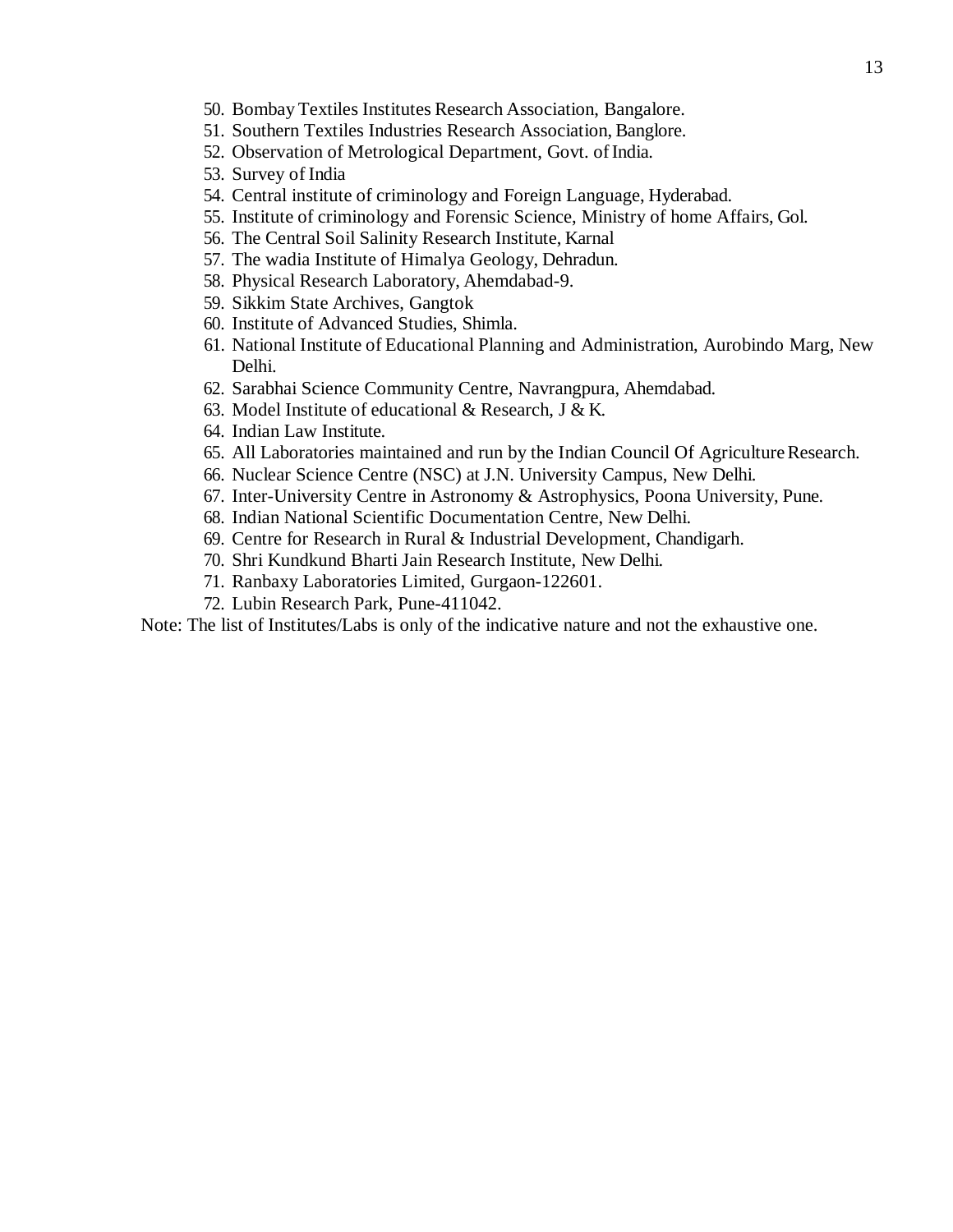50. Bombay Textiles Institutes Research Association, Bangalore.
51. Southern Textiles Industries Research Association, Banglore.
52. Observation of Metrological Department, Govt. of India.
53. Survey of India
54. Central institute of criminology and Foreign Language, Hyderabad.
55. Institute of criminology and Forensic Science, Ministry of home Affairs, GoI.
56. The Central Soil Salinity Research Institute, Karnal
57. The wadia Institute of Himalya Geology, Dehradun.
58. Physical Research Laboratory, Ahemdabad-9.
59. Sikkim State Archives, Gangtok
60. Institute of Advanced Studies, Shimla.
61. National Institute of Educational Planning and Administration, Aurobindo Marg, New Delhi.
62. Sarabhai Science Community Centre, Navrangpura, Ahemdabad.
63. Model Institute of educational & Research, J & K.
64. Indian Law Institute.
65. All Laboratories maintained and run by the Indian Council Of Agriculture Research.
66. Nuclear Science Centre (NSC) at J.N. University Campus, New Delhi.
67. Inter-University Centre in Astronomy & Astrophysics, Poona University, Pune.
68. Indian National Scientific Documentation Centre, New Delhi.
69. Centre for Research in Rural & Industrial Development, Chandigarh.
70. Shri Kundkund Bharti Jain Research Institute, New Delhi.
71. Ranbaxy Laboratories Limited, Gurgaon-122601.
72. Lubin Research Park, Pune-411042.

Note: The list of Institutes/Labs is only of the indicative nature and not the exhaustive one.